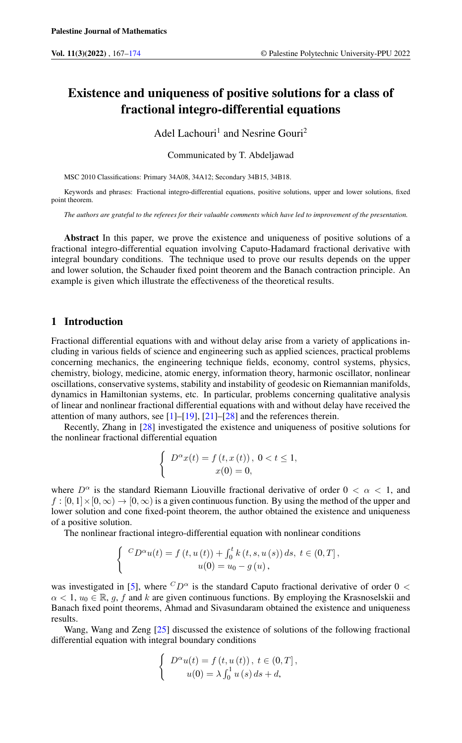# Existence and uniqueness of positive solutions for a class of fractional integro-differential equations

Adel Lachouri[1] and Nesrine Gouri[2]

Communicated by T. Abdeljawad

MSC 2010 Classifications: Primary 34A08, 34A12; Secondary 34B15, 34B18.

Keywords and phrases: Fractional integro-differential equations, positive solutions, upper and lower solutions, fixed point theorem.

*The authors are grateful to the referees for their valuable comments which have led to improvement of the presentation.*

**Abstract** In this paper, we prove the existence and uniqueness of positive solutions of a fractional integro-differential equation involving Caputo-Hadamard fractional derivative with integral boundary conditions. The technique used to prove our results depends on the upper and lower solution, the Schauder fixed point theorem and the Banach contraction principle. An example is given which illustrate the effectiveness of the theoretical results.

## 1 Introduction

Fractional differential equations with and without delay arise from a variety of applications including in various fields of science and engineering such as applied sciences, practical problems concerning mechanics, the engineering technique fields, economy, control systems, physics, chemistry, biology, medicine, atomic energy, information theory, harmonic oscillator, nonlinear oscillations, conservative systems, stability and instability of geodesic on Riemannian manifolds, dynamics in Hamiltonian systems, etc. In particular, problems concerning qualitative analysis of linear and nonlinear fractional differential equations with and without delay have received the attention of many authors, see [1]–[19], [21]–[28] and the references therein.

Recently, Zhang in [28] investigated the existence and uniqueness of positive solutions for the nonlinear fractional differential equation

$$\begin{cases} D^{\alpha}x(t) = f\left(t, x\left(t\right)\right), \ 0 < t \leq 1, \\ x(0) = 0, \end{cases}$$

where $D^{\alpha}$ is the standard Riemann Liouville fractional derivative of order $0 < \alpha < 1$, and $f : [0,1] \times [0,\infty) \to [0,\infty)$ is a given continuous function. By using the method of the upper and lower solution and cone fixed-point theorem, the author obtained the existence and uniqueness of a positive solution.

The nonlinear fractional integro-differential equation with nonlinear conditions

$$\begin{cases} {}^{C}D^{\alpha}u(t) = f\left(t, u\left(t\right)\right) + \int_0^t k\left(t, s, u\left(s\right)\right) ds, \ t \in (0, T], \\ u(0) = u_0 - g\left(u\right), \end{cases}$$

was investigated in [5], where ${}^{C}D^{\alpha}$ is the standard Caputo fractional derivative of order $0 < \alpha < 1$, $u_0 \in \mathbb{R}$, $g$, $f$ and $k$ are given continuous functions. By employing the Krasnoselskii and Banach fixed point theorems, Ahmad and Sivasundaram obtained the existence and uniqueness results.

Wang, Wang and Zeng [25] discussed the existence of solutions of the following fractional differential equation with integral boundary conditions

$$\begin{cases} D^{\alpha}u(t) = f\left(t, u\left(t\right)\right), \ t \in (0, T], \\ u(0) = \lambda \int_0^1 u\left(s\right) ds + d, \end{cases}$$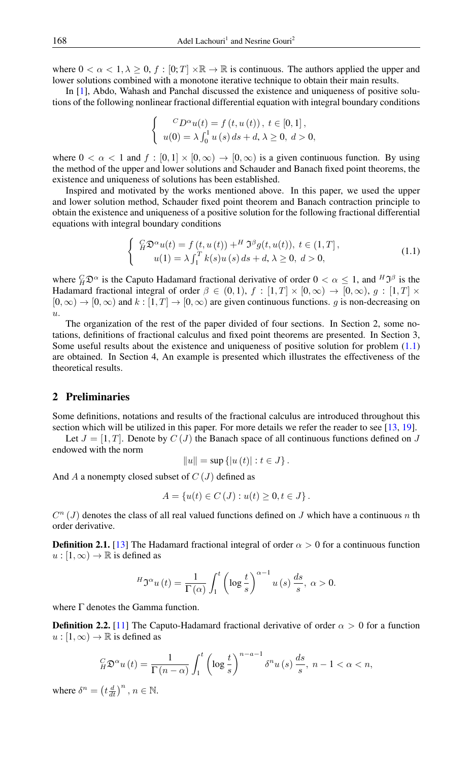where $0 < \alpha < 1, \lambda \geq 0$, $f : [0;T] \times \mathbb{R} \rightarrow \mathbb{R}$ is continuous. The authors applied the upper and lower solutions combined with a monotone iterative technique to obtain their main results.

In [1], Abdo, Wahash and Panchal discussed the existence and uniqueness of positive solutions of the following nonlinear fractional differential equation with integral boundary conditions

$$\begin{cases} {}^{C}D^{\alpha}u(t) = f\left(t, u\left(t\right)\right), \ t \in [0,1], \\ u(0) = \lambda \int_0^1 u\left(s\right) ds + d, \lambda \geq 0, \ d > 0, \end{cases}$$

where $0 < \alpha < 1$ and $f : [0,1] \times [0,\infty) \rightarrow [0,\infty)$ is a given continuous function. By using the method of the upper and lower solutions and Schauder and Banach fixed point theorems, the existence and uniqueness of solutions has been established.

Inspired and motivated by the works mentioned above. In this paper, we used the upper and lower solution method, Schauder fixed point theorem and Banach contraction principle to obtain the existence and uniqueness of a positive solution for the following fractional differential equations with integral boundary conditions

$$\begin{cases} {}_{H}^{C}\mathfrak{D}^{\alpha}u(t) = f\left(t, u\left(t\right)\right) + {}^{H}\mathfrak{I}^{\beta}g(t, u(t)), \ t \in (1,T], \\ u(1) = \lambda \int_1^T k(s)u\left(s\right) ds + d, \lambda \geq 0, \ d > 0, \end{cases} \tag{1.1}$$

where ${}_{H}^{C}\mathfrak{D}^{\alpha}$ is the Caputo Hadamard fractional derivative of order $0 < \alpha \leq 1$, and ${}^{H}\mathfrak{I}^{\beta}$ is the Hadamard fractional integral of order $\beta \in (0,1)$, $f : [1,T] \times [0,\infty) \rightarrow [0,\infty)$, $g : [1,T] \times [0,\infty) \rightarrow [0,\infty)$ and $k : [1,T] \rightarrow [0,\infty)$ are given continuous functions. $g$ is non-decreasing on $u$.

The organization of the rest of the paper divided of four sections. In Section 2, some notations, definitions of fractional calculus and fixed point theorems are presented. In Section 3, Some useful results about the existence and uniqueness of positive solution for problem (1.1) are obtained. In Section 4, An example is presented which illustrates the effectiveness of the theoretical results.

## 2 Preliminaries

Some definitions, notations and results of the fractional calculus are introduced throughout this section which will be utilized in this paper. For more details we refer the reader to see [13, 19].

Let $J = [1,T]$. Denote by $C(J)$ the Banach space of all continuous functions defined on $J$ endowed with the norm

$$\|u\| = \sup\left\{|u\left(t\right)| : t \in J\right\}.$$

And $A$ a nonempty closed subset of $C(J)$ defined as

$$A = \left\{u(t) \in C\left(J\right) : u(t) \geq 0, t \in J\right\}.$$

$C^n(J)$ denotes the class of all real valued functions defined on $J$ which have a continuous $n$ th order derivative.

**Definition 2.1.** [13] The Hadamard fractional integral of order $\alpha > 0$ for a continuous function $u : [1,\infty) \rightarrow \mathbb{R}$ is defined as

$${}^{H}\mathfrak{I}^{\alpha}u\left(t\right) = \frac{1}{\Gamma\left(\alpha\right)} \int_1^t \left(\log \frac{t}{s}\right)^{\alpha - 1} u\left(s\right) \frac{ds}{s}, \ \alpha > 0.$$

where $\Gamma$ denotes the Gamma function.

**Definition 2.2.** [11] The Caputo-Hadamard fractional derivative of order $\alpha > 0$ for a function $u : [1,\infty) \rightarrow \mathbb{R}$ is defined as

$${}_{H}^{C}\mathfrak{D}^{\alpha}u\left(t\right) = \frac{1}{\Gamma\left(n - \alpha\right)} \int_1^t \left(\log \frac{t}{s}\right)^{n - a - 1} \delta^n u\left(s\right) \frac{ds}{s}, \ n - 1 < \alpha < n,$$

where $\delta^n = \left(t\frac{d}{dt}\right)^n$, $n \in \mathbb{N}$.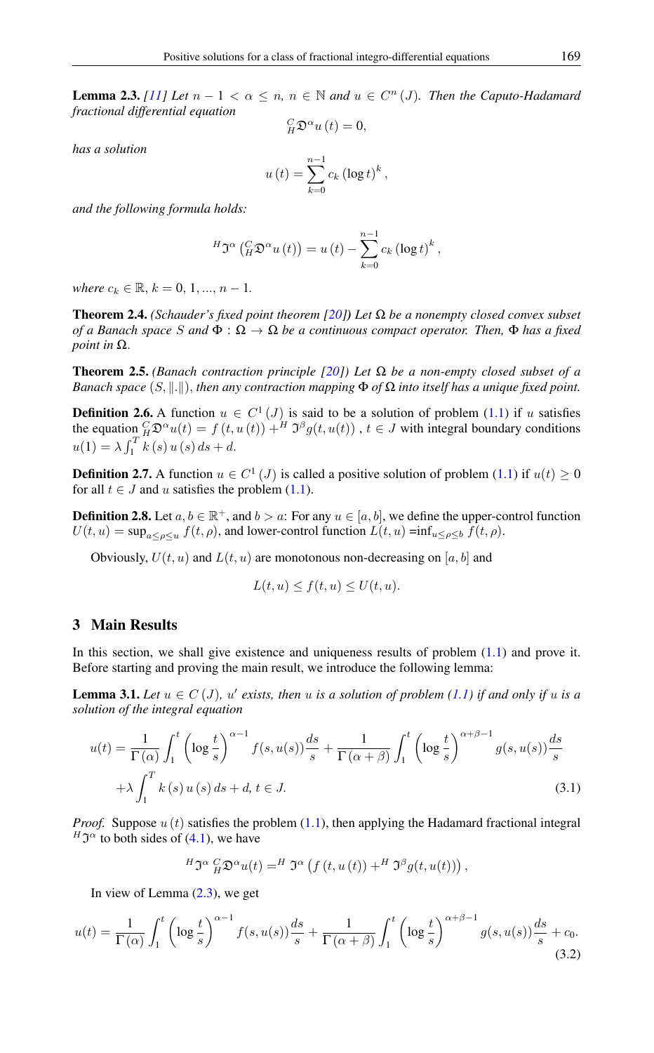**Lemma 2.3.** *[11] Let $n-1<\alpha\leq n$, $n\in\mathbb{N}$ and $u\in C^{n}(J)$. Then the Caputo-Hadamard fractional differential equation*

$$ {}_{H}^{C}\mathfrak{D}^{\alpha}u(t)=0, $$

*has a solution*

$$ u(t)=\sum_{k=0}^{n-1}c_{k}(\log t)^{k}, $$

*and the following formula holds:*

$$ {}^{H}\mathfrak{J}^{\alpha}\left({}_{H}^{C}\mathfrak{D}^{\alpha}u(t)\right)=u(t)-\sum_{k=0}^{n-1}c_{k}(\log t)^{k}, $$

*where $c_{k}\in\mathbb{R}$, $k=0,1,...,n-1$.*

**Theorem 2.4.** *(Schauder's fixed point theorem [20]) Let $\Omega$ be a nonempty closed convex subset of a Banach space $S$ and $\Phi:\Omega\to\Omega$ be a continuous compact operator. Then, $\Phi$ has a fixed point in $\Omega$.*

**Theorem 2.5.** *(Banach contraction principle [20]) Let $\Omega$ be a non-empty closed subset of a Banach space $(S,\|.\|)$, then any contraction mapping $\Phi$ of $\Omega$ into itself has a unique fixed point.*

**Definition 2.6.** A function $u\in C^{1}(J)$ is said to be a solution of problem (1.1) if $u$ satisfies the equation ${}_{H}^{C}\mathfrak{D}^{\alpha}u(t)=f(t,u(t))+{}^{H}\mathfrak{J}^{\beta}g(t,u(t))$ , $t\in J$ with integral boundary conditions $u(1)=\lambda\int_{1}^{T}k(s)u(s)ds+d$.

**Definition 2.7.** A function $u\in C^{1}(J)$ is called a positive solution of problem (1.1) if $u(t)\geq 0$ for all $t\in J$ and $u$ satisfies the problem (1.1).

**Definition 2.8.** Let $a,b\in\mathbb{R}^{+}$, and $b>a$: For any $u\in[a,b]$, we define the upper-control function $U(t,u)=\sup_{a\leq\rho\leq u}f(t,\rho)$, and lower-control function $L(t,u)=\inf_{u\leq\rho\leq b}f(t,\rho)$.

Obviously, $U(t,u)$ and $L(t,u)$ are monotonous non-decreasing on $[a,b]$ and

$$ L(t,u)\leq f(t,u)\leq U(t,u). $$

## 3 Main Results

In this section, we shall give existence and uniqueness results of problem (1.1) and prove it. Before starting and proving the main result, we introduce the following lemma:

**Lemma 3.1.** *Let $u\in C(J)$, $u'$ exists, then $u$ is a solution of problem (1.1) if and only if $u$ is a solution of the integral equation*

$$ \begin{aligned} u(t)=&\frac{1}{\Gamma(\alpha)}\int_{1}^{t}\left(\log\frac{t}{s}\right)^{\alpha-1}f(s,u(s))\frac{ds}{s}+\frac{1}{\Gamma(\alpha+\beta)}\int_{1}^{t}\left(\log\frac{t}{s}\right)^{\alpha+\beta-1}g(s,u(s))\frac{ds}{s}\\ &+\lambda\int_{1}^{T}k(s)u(s)ds+d,\ t\in J. \end{aligned} \tag{3.1} $$

*Proof.* Suppose $u(t)$ satisfies the problem (1.1), then applying the Hadamard fractional integral ${}^{H}\mathfrak{J}^{\alpha}$ to both sides of (4.1), we have

$$ {}^{H}\mathfrak{J}^{\alpha}\,{}_{H}^{C}\mathfrak{D}^{\alpha}u(t)={}^{H}\mathfrak{J}^{\alpha}\left(f(t,u(t))+{}^{H}\mathfrak{J}^{\beta}g(t,u(t))\right), $$

In view of Lemma (2.3), we get

$$ u(t)=\frac{1}{\Gamma(\alpha)}\int_{1}^{t}\left(\log\frac{t}{s}\right)^{\alpha-1}f(s,u(s))\frac{ds}{s}+\frac{1}{\Gamma(\alpha+\beta)}\int_{1}^{t}\left(\log\frac{t}{s}\right)^{\alpha+\beta-1}g(s,u(s))\frac{ds}{s}+c_{0}. \tag{3.2} $$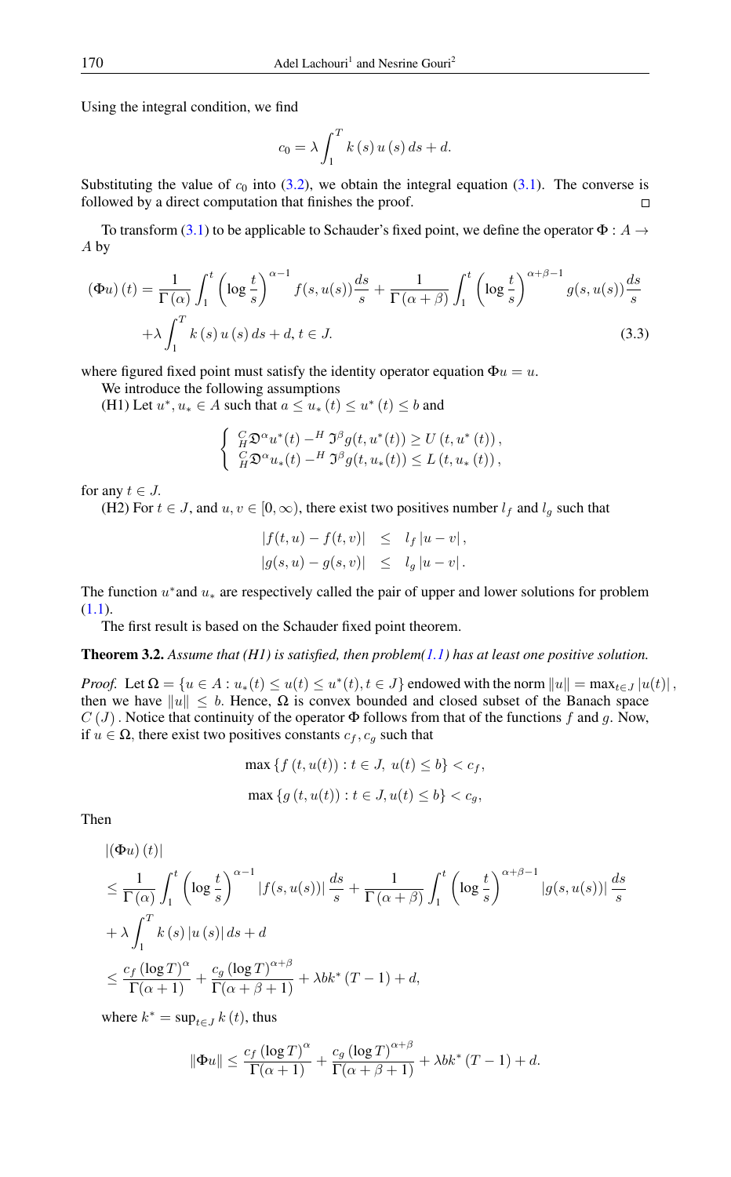Using the integral condition, we find

$$c_0 = \lambda \int_1^T k(s) u(s) ds + d.$$

Substituting the value of $c_0$ into (3.2), we obtain the integral equation (3.1). The converse is followed by a direct computation that finishes the proof. ∎

To transform (3.1) to be applicable to Schauder's fixed point, we define the operator $\Phi : A \to A$ by

$$(\Phi u)(t) = \frac{1}{\Gamma(\alpha)} \int_1^t \left(\log \frac{t}{s}\right)^{\alpha-1} f(s, u(s)) \frac{ds}{s} + \frac{1}{\Gamma(\alpha+\beta)} \int_1^t \left(\log \frac{t}{s}\right)^{\alpha+\beta-1} g(s, u(s)) \frac{ds}{s}$$
$$+ \lambda \int_1^T k(s) u(s) ds + d, \, t \in J. \tag{3.3}$$

where figured fixed point must satisfy the identity operator equation $\Phi u = u$.

We introduce the following assumptions

(H1) Let $u^*, u_* \in A$ such that $a \le u_*(t) \le u^*(t) \le b$ and

$$\begin{cases} {}_H^C\mathfrak{D}^\alpha u^*(t) - {}^H\mathfrak{I}^\beta g(t, u^*(t)) \ge U(t, u^*(t)), \\ {}_H^C\mathfrak{D}^\alpha u_*(t) - {}^H\mathfrak{I}^\beta g(t, u_*(t)) \le L(t, u_*(t)), \end{cases}$$

for any $t \in J$.

(H2) For $t \in J$, and $u, v \in [0, \infty)$, there exist two positives number $l_f$ and $l_g$ such that

$$\begin{aligned} |f(t,u) - f(t,v)| &\le l_f |u - v|, \\ |g(s,u) - g(s,v)| &\le l_g |u - v|. \end{aligned}$$

The function $u^*$ and $u_*$ are respectively called the pair of upper and lower solutions for problem (1.1).

The first result is based on the Schauder fixed point theorem.

**Theorem 3.2.** *Assume that (H1) is satisfied, then problem(1.1) has at least one positive solution.*

*Proof.* Let $\Omega = \{u \in A : u_*(t) \le u(t) \le u^*(t), t \in J\}$ endowed with the norm $\|u\| = \max_{t \in J} |u(t)|$, then we have $\|u\| \le b$. Hence, $\Omega$ is convex bounded and closed subset of the Banach space $C(J)$. Notice that continuity of the operator $\Phi$ follows from that of the functions $f$ and $g$. Now, if $u \in \Omega$, there exist two positives constants $c_f, c_g$ such that

$$\max\{f(t, u(t)) : t \in J, \, u(t) \le b\} < c_f,$$

$$\max\{g(t, u(t)) : t \in J, u(t) \le b\} < c_g,$$

Then

$$\begin{aligned} &|(\Phi u)(t)| \\ &\le \frac{1}{\Gamma(\alpha)} \int_1^t \left(\log \frac{t}{s}\right)^{\alpha-1} |f(s, u(s))| \frac{ds}{s} + \frac{1}{\Gamma(\alpha+\beta)} \int_1^t \left(\log \frac{t}{s}\right)^{\alpha+\beta-1} |g(s, u(s))| \frac{ds}{s} \\ &+ \lambda \int_1^T k(s) |u(s)| ds + d \\ &\le \frac{c_f (\log T)^\alpha}{\Gamma(\alpha+1)} + \frac{c_g (\log T)^{\alpha+\beta}}{\Gamma(\alpha+\beta+1)} + \lambda b k^* (T-1) + d, \end{aligned}$$

where $k^* = \sup_{t \in J} k(t)$, thus

$$\|\Phi u\| \le \frac{c_f (\log T)^\alpha}{\Gamma(\alpha+1)} + \frac{c_g (\log T)^{\alpha+\beta}}{\Gamma(\alpha+\beta+1)} + \lambda b k^* (T-1) + d.$$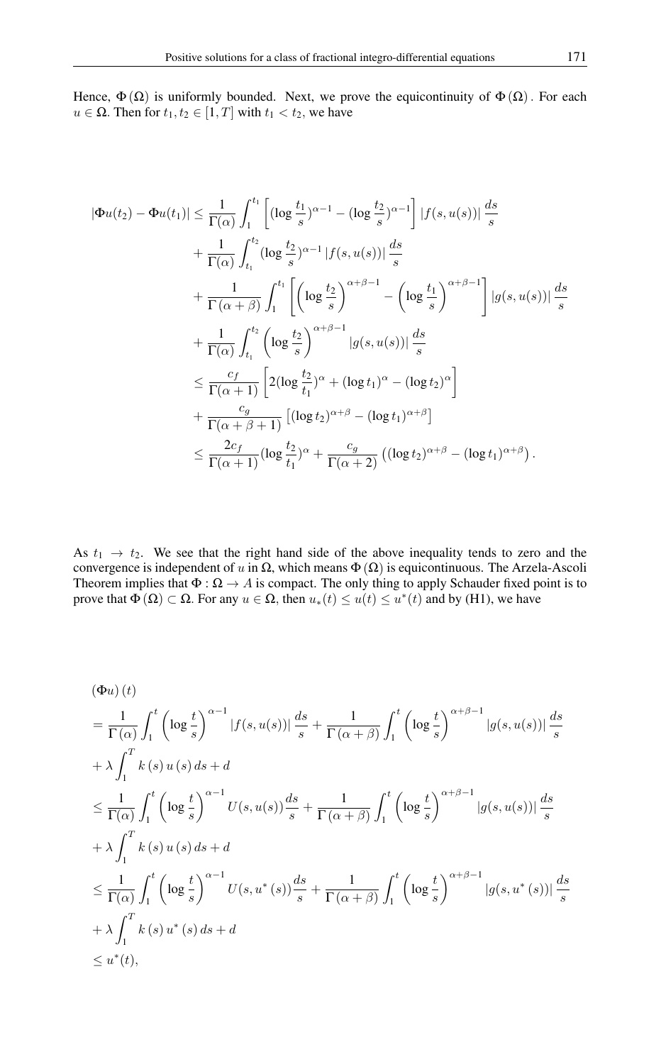Hence, $\Phi(\Omega)$ is uniformly bounded. Next, we prove the equicontinuity of $\Phi(\Omega)$. For each $u \in \Omega$. Then for $t_1, t_2 \in [1, T]$ with $t_1 < t_2$, we have

$$
\begin{aligned}
|\Phi u(t_2) - \Phi u(t_1)| &\leq \frac{1}{\Gamma(\alpha)} \int_1^{t_1} \left[ (\log \frac{t_1}{s})^{\alpha-1} - (\log \frac{t_2}{s})^{\alpha-1} \right] |f(s, u(s))| \frac{ds}{s} \\
&+ \frac{1}{\Gamma(\alpha)} \int_{t_1}^{t_2} (\log \frac{t_2}{s})^{\alpha-1} |f(s, u(s))| \frac{ds}{s} \\
&+ \frac{1}{\Gamma(\alpha+\beta)} \int_1^{t_1} \left[ \left(\log \frac{t_2}{s}\right)^{\alpha+\beta-1} - \left(\log \frac{t_1}{s}\right)^{\alpha+\beta-1} \right] |g(s, u(s))| \frac{ds}{s} \\
&+ \frac{1}{\Gamma(\alpha)} \int_{t_1}^{t_2} \left(\log \frac{t_2}{s}\right)^{\alpha+\beta-1} |g(s, u(s))| \frac{ds}{s} \\
&\leq \frac{c_f}{\Gamma(\alpha+1)} \left[ 2(\log \frac{t_2}{t_1})^{\alpha} + (\log t_1)^{\alpha} - (\log t_2)^{\alpha} \right] \\
&+ \frac{c_g}{\Gamma(\alpha+\beta+1)} \left[ (\log t_2)^{\alpha+\beta} - (\log t_1)^{\alpha+\beta} \right] \\
&\leq \frac{2c_f}{\Gamma(\alpha+1)} (\log \frac{t_2}{t_1})^{\alpha} + \frac{c_g}{\Gamma(\alpha+2)} \left( (\log t_2)^{\alpha+\beta} - (\log t_1)^{\alpha+\beta} \right).
\end{aligned}
$$

As $t_1 \to t_2$. We see that the right hand side of the above inequality tends to zero and the convergence is independent of $u$ in $\Omega$, which means $\Phi(\Omega)$ is equicontinuous. The Arzela-Ascoli Theorem implies that $\Phi : \Omega \to A$ is compact. The only thing to apply Schauder fixed point is to prove that $\Phi(\Omega) \subset \Omega$. For any $u \in \Omega$, then $u_*(t) \leq u(t) \leq u^*(t)$ and by (H1), we have

$$
\begin{aligned}
&(\Phi u)(t) \\
&= \frac{1}{\Gamma(\alpha)} \int_1^t \left(\log \frac{t}{s}\right)^{\alpha-1} |f(s, u(s))| \frac{ds}{s} + \frac{1}{\Gamma(\alpha+\beta)} \int_1^t \left(\log \frac{t}{s}\right)^{\alpha+\beta-1} |g(s, u(s))| \frac{ds}{s} \\
&+ \lambda \int_1^T k(s) u(s) \, ds + d \\
&\leq \frac{1}{\Gamma(\alpha)} \int_1^t \left(\log \frac{t}{s}\right)^{\alpha-1} U(s, u(s)) \frac{ds}{s} + \frac{1}{\Gamma(\alpha+\beta)} \int_1^t \left(\log \frac{t}{s}\right)^{\alpha+\beta-1} |g(s, u(s))| \frac{ds}{s} \\
&+ \lambda \int_1^T k(s) u(s) \, ds + d \\
&\leq \frac{1}{\Gamma(\alpha)} \int_1^t \left(\log \frac{t}{s}\right)^{\alpha-1} U(s, u^*(s)) \frac{ds}{s} + \frac{1}{\Gamma(\alpha+\beta)} \int_1^t \left(\log \frac{t}{s}\right)^{\alpha+\beta-1} |g(s, u^*(s))| \frac{ds}{s} \\
&+ \lambda \int_1^T k(s) u^*(s) \, ds + d \\
&\leq u^*(t),
\end{aligned}
$$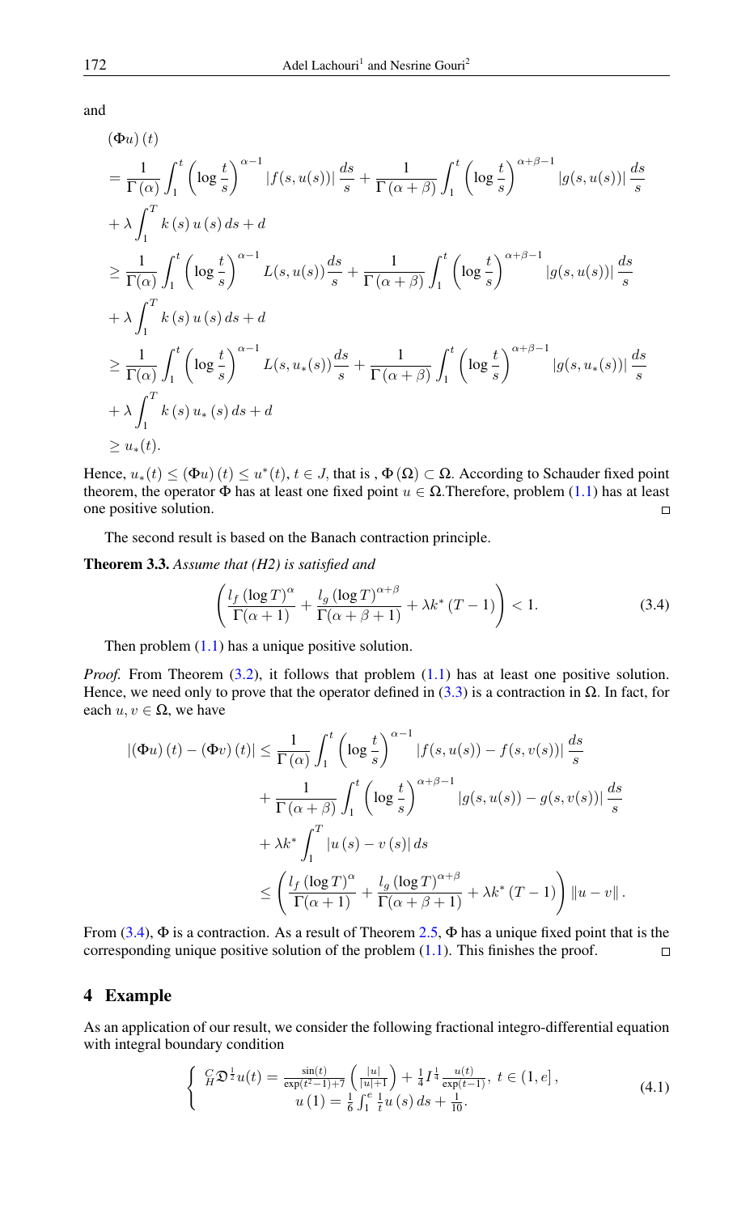and

$$
\begin{aligned}
&(\Phi u)(t) \\
&= \frac{1}{\Gamma(\alpha)} \int_1^t \left(\log \frac{t}{s}\right)^{\alpha-1} |f(s, u(s))| \frac{ds}{s} + \frac{1}{\Gamma(\alpha+\beta)} \int_1^t \left(\log \frac{t}{s}\right)^{\alpha+\beta-1} |g(s, u(s))| \frac{ds}{s} \\
&+ \lambda \int_1^T k(s)\, u(s)\, ds + d \\
&\geq \frac{1}{\Gamma(\alpha)} \int_1^t \left(\log \frac{t}{s}\right)^{\alpha-1} L(s, u(s)) \frac{ds}{s} + \frac{1}{\Gamma(\alpha+\beta)} \int_1^t \left(\log \frac{t}{s}\right)^{\alpha+\beta-1} |g(s, u(s))| \frac{ds}{s} \\
&+ \lambda \int_1^T k(s)\, u(s)\, ds + d \\
&\geq \frac{1}{\Gamma(\alpha)} \int_1^t \left(\log \frac{t}{s}\right)^{\alpha-1} L(s, u_*(s)) \frac{ds}{s} + \frac{1}{\Gamma(\alpha+\beta)} \int_1^t \left(\log \frac{t}{s}\right)^{\alpha+\beta-1} |g(s, u_*(s))| \frac{ds}{s} \\
&+ \lambda \int_1^T k(s)\, u_*(s)\, ds + d \\
&\geq u_*(t).
\end{aligned}
$$

Hence, $u_*(t) \leq (\Phi u)(t) \leq u^*(t)$, $t \in J$, that is , $\Phi(\Omega) \subset \Omega$. According to Schauder fixed point theorem, the operator $\Phi$ has at least one fixed point $u \in \Omega$.Therefore, problem (1.1) has at least one positive solution. □

The second result is based on the Banach contraction principle.

**Theorem 3.3.** *Assume that (H2) is satisfied and*

$$
\left( \frac{l_f (\log T)^{\alpha}}{\Gamma(\alpha+1)} + \frac{l_g (\log T)^{\alpha+\beta}}{\Gamma(\alpha+\beta+1)} + \lambda k^* (T-1) \right) < 1. \tag{3.4}
$$

Then problem (1.1) has a unique positive solution.

*Proof.* From Theorem (3.2), it follows that problem (1.1) has at least one positive solution. Hence, we need only to prove that the operator defined in (3.3) is a contraction in $\Omega$. In fact, for each $u, v \in \Omega$, we have

$$
\begin{aligned}
|(\Phi u)(t) - (\Phi v)(t)| &\leq \frac{1}{\Gamma(\alpha)} \int_1^t \left(\log \frac{t}{s}\right)^{\alpha-1} |f(s, u(s)) - f(s, v(s))| \frac{ds}{s} \\
&+ \frac{1}{\Gamma(\alpha+\beta)} \int_1^t \left(\log \frac{t}{s}\right)^{\alpha+\beta-1} |g(s, u(s)) - g(s, v(s))| \frac{ds}{s} \\
&+ \lambda k^* \int_1^T |u(s) - v(s)|\, ds \\
&\leq \left( \frac{l_f (\log T)^{\alpha}}{\Gamma(\alpha+1)} + \frac{l_g (\log T)^{\alpha+\beta}}{\Gamma(\alpha+\beta+1)} + \lambda k^* (T-1) \right) \|u - v\|.
\end{aligned}
$$

From (3.4), $\Phi$ is a contraction. As a result of Theorem 2.5, $\Phi$ has a unique fixed point that is the corresponding unique positive solution of the problem (1.1). This finishes the proof. □

## 4 Example

As an application of our result, we consider the following fractional integro-differential equation with integral boundary condition

$$
\begin{cases}
{}_{H}^{C}\mathfrak{D}^{\frac{1}{2}} u(t) = \frac{\sin(t)}{\exp(t^2-1)+7} \left( \frac{|u|}{|u|+1} \right) + \frac{1}{4} I^{\frac{1}{4}} \frac{u(t)}{\exp(t-1)}, \ t \in (1, e], \\
u(1) = \frac{1}{6} \int_1^e \frac{1}{t} u(s)\, ds + \frac{1}{10}.
\end{cases} \tag{4.1}
$$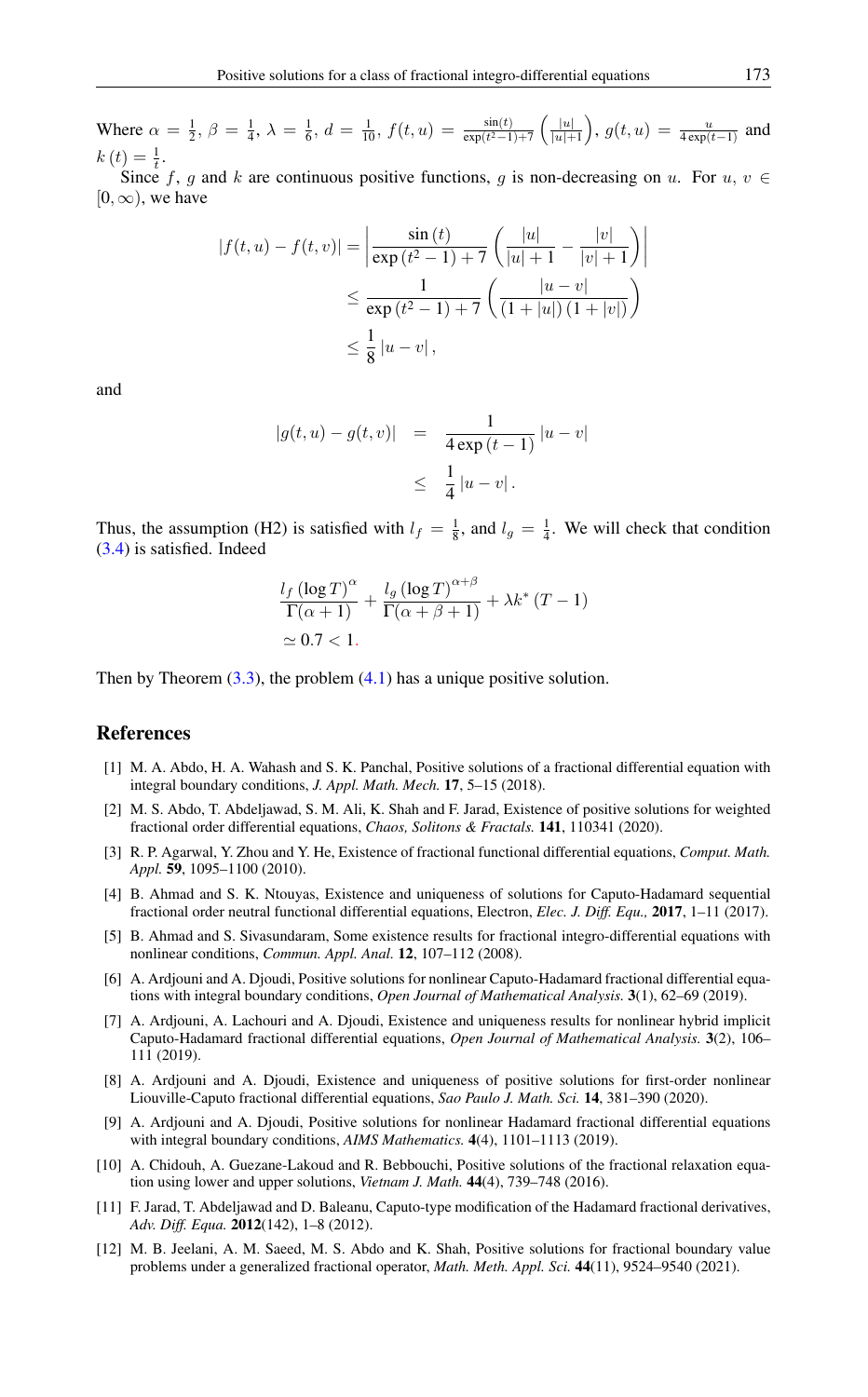Where $\alpha = \frac{1}{2}$, $\beta = \frac{1}{4}$, $\lambda = \frac{1}{6}$, $d = \frac{1}{10}$, $f(t,u) = \frac{\sin(t)}{\exp(t^2-1)+7}\left(\frac{|u|}{|u|+1}\right)$, $g(t,u) = \frac{u}{4\exp(t-1)}$ and $k(t) = \frac{1}{t}$.

Since $f$, $g$ and $k$ are continuous positive functions, $g$ is non-decreasing on $u$. For $u, v \in [0,\infty)$, we have

$$
\begin{aligned}
|f(t,u) - f(t,v)| &= \left| \frac{\sin(t)}{\exp(t^2-1)+7} \left( \frac{|u|}{|u|+1} - \frac{|v|}{|v|+1} \right) \right| \\
&\leq \frac{1}{\exp(t^2-1)+7} \left( \frac{|u-v|}{(1+|u|)(1+|v|)} \right) \\
&\leq \frac{1}{8}|u-v|,
\end{aligned}
$$

and

$$
\begin{aligned}
|g(t,u) - g(t,v)| &= \frac{1}{4\exp(t-1)}|u-v| \\
&\leq \frac{1}{4}|u-v|.
\end{aligned}
$$

Thus, the assumption (H2) is satisfied with $l_f = \frac{1}{8}$, and $l_g = \frac{1}{4}$. We will check that condition (3.4) is satisfied. Indeed

$$
\begin{aligned}
&\frac{l_f (\log T)^{\alpha}}{\Gamma(\alpha+1)} + \frac{l_g (\log T)^{\alpha+\beta}}{\Gamma(\alpha+\beta+1)} + \lambda k^* (T-1) \\
&\simeq 0.7 < 1.
\end{aligned}
$$

Then by Theorem (3.3), the problem (4.1) has a unique positive solution.

## References

[1] M. A. Abdo, H. A. Wahash and S. K. Panchal, Positive solutions of a fractional differential equation with integral boundary conditions, *J. Appl. Math. Mech.* **17**, 5–15 (2018).

[2] M. S. Abdo, T. Abdeljawad, S. M. Ali, K. Shah and F. Jarad, Existence of positive solutions for weighted fractional order differential equations, *Chaos, Solitons & Fractals.* **141**, 110341 (2020).

[3] R. P. Agarwal, Y. Zhou and Y. He, Existence of fractional functional differential equations, *Comput. Math. Appl.* **59**, 1095–1100 (2010).

[4] B. Ahmad and S. K. Ntouyas, Existence and uniqueness of solutions for Caputo-Hadamard sequential fractional order neutral functional differential equations, Electron, *Elec. J. Diff. Equ.,* **2017**, 1–11 (2017).

[5] B. Ahmad and S. Sivasundaram, Some existence results for fractional integro-differential equations with nonlinear conditions, *Commun. Appl. Anal.* **12**, 107–112 (2008).

[6] A. Ardjouni and A. Djoudi, Positive solutions for nonlinear Caputo-Hadamard fractional differential equations with integral boundary conditions, *Open Journal of Mathematical Analysis.* **3**(1), 62–69 (2019).

[7] A. Ardjouni, A. Lachouri and A. Djoudi, Existence and uniqueness results for nonlinear hybrid implicit Caputo-Hadamard fractional differential equations, *Open Journal of Mathematical Analysis.* **3**(2), 106–111 (2019).

[8] A. Ardjouni and A. Djoudi, Existence and uniqueness of positive solutions for first-order nonlinear Liouville-Caputo fractional differential equations, *Sao Paulo J. Math. Sci.* **14**, 381–390 (2020).

[9] A. Ardjouni and A. Djoudi, Positive solutions for nonlinear Hadamard fractional differential equations with integral boundary conditions, *AIMS Mathematics.* **4**(4), 1101–1113 (2019).

[10] A. Chidouh, A. Guezane-Lakoud and R. Bebbouchi, Positive solutions of the fractional relaxation equation using lower and upper solutions, *Vietnam J. Math.* **44**(4), 739–748 (2016).

[11] F. Jarad, T. Abdeljawad and D. Baleanu, Caputo-type modification of the Hadamard fractional derivatives, *Adv. Diff. Equa.* **2012**(142), 1–8 (2012).

[12] M. B. Jeelani, A. M. Saeed, M. S. Abdo and K. Shah, Positive solutions for fractional boundary value problems under a generalized fractional operator, *Math. Meth. Appl. Sci.* **44**(11), 9524–9540 (2021).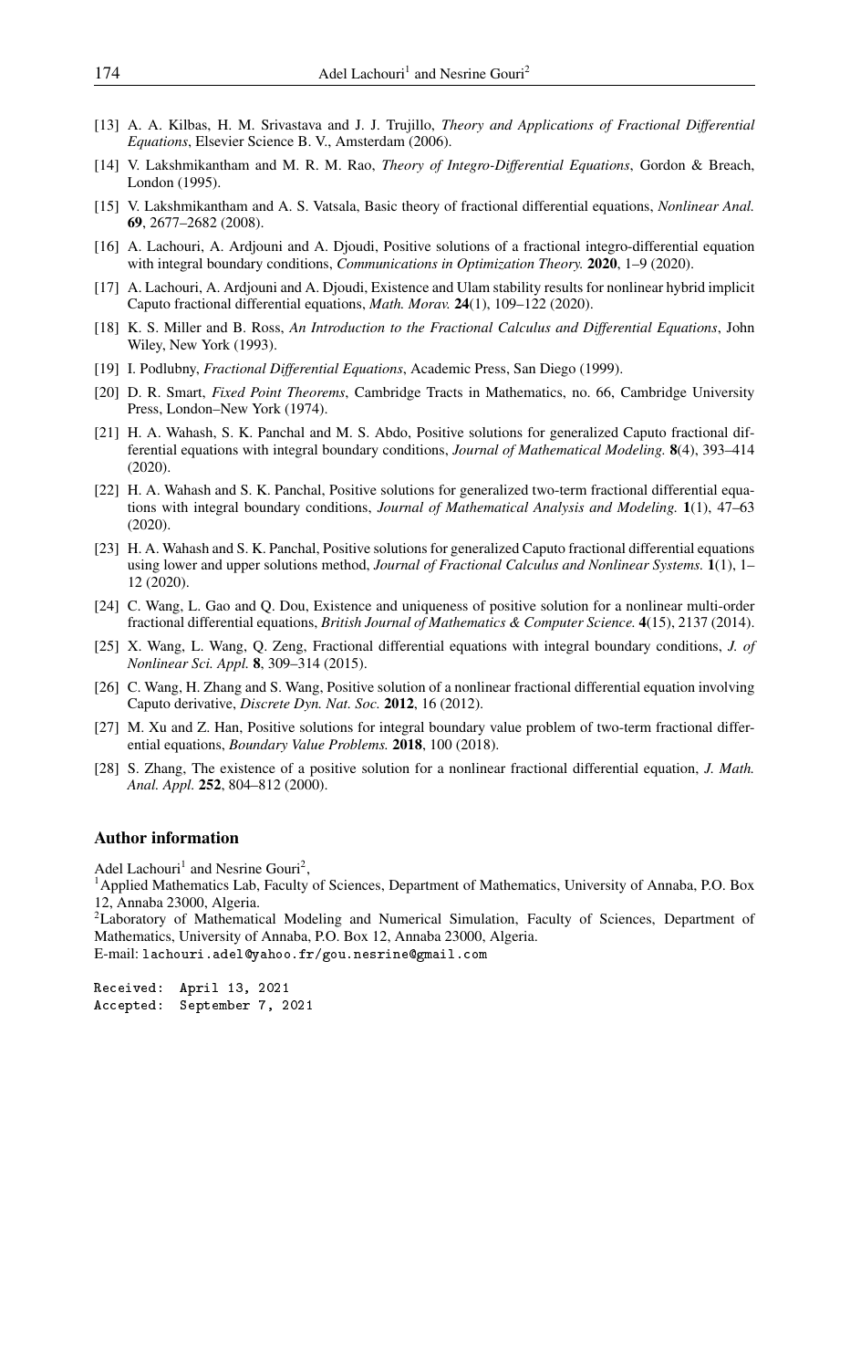[13] A. A. Kilbas, H. M. Srivastava and J. J. Trujillo, *Theory and Applications of Fractional Differential Equations*, Elsevier Science B. V., Amsterdam (2006).

[14] V. Lakshmikantham and M. R. M. Rao, *Theory of Integro-Differential Equations*, Gordon & Breach, London (1995).

[15] V. Lakshmikantham and A. S. Vatsala, Basic theory of fractional differential equations, *Nonlinear Anal.* **69**, 2677–2682 (2008).

[16] A. Lachouri, A. Ardjouni and A. Djoudi, Positive solutions of a fractional integro-differential equation with integral boundary conditions, *Communications in Optimization Theory.* **2020**, 1–9 (2020).

[17] A. Lachouri, A. Ardjouni and A. Djoudi, Existence and Ulam stability results for nonlinear hybrid implicit Caputo fractional differential equations, *Math. Morav.* **24**(1), 109–122 (2020).

[18] K. S. Miller and B. Ross, *An Introduction to the Fractional Calculus and Differential Equations*, John Wiley, New York (1993).

[19] I. Podlubny, *Fractional Differential Equations*, Academic Press, San Diego (1999).

[20] D. R. Smart, *Fixed Point Theorems*, Cambridge Tracts in Mathematics, no. 66, Cambridge University Press, London–New York (1974).

[21] H. A. Wahash, S. K. Panchal and M. S. Abdo, Positive solutions for generalized Caputo fractional differential equations with integral boundary conditions, *Journal of Mathematical Modeling.* **8**(4), 393–414 (2020).

[22] H. A. Wahash and S. K. Panchal, Positive solutions for generalized two-term fractional differential equations with integral boundary conditions, *Journal of Mathematical Analysis and Modeling.* **1**(1), 47–63 (2020).

[23] H. A. Wahash and S. K. Panchal, Positive solutions for generalized Caputo fractional differential equations using lower and upper solutions method, *Journal of Fractional Calculus and Nonlinear Systems.* **1**(1), 1–12 (2020).

[24] C. Wang, L. Gao and Q. Dou, Existence and uniqueness of positive solution for a nonlinear multi-order fractional differential equations, *British Journal of Mathematics & Computer Science.* **4**(15), 2137 (2014).

[25] X. Wang, L. Wang, Q. Zeng, Fractional differential equations with integral boundary conditions, *J. of Nonlinear Sci. Appl.* **8**, 309–314 (2015).

[26] C. Wang, H. Zhang and S. Wang, Positive solution of a nonlinear fractional differential equation involving Caputo derivative, *Discrete Dyn. Nat. Soc.* **2012**, 16 (2012).

[27] M. Xu and Z. Han, Positive solutions for integral boundary value problem of two-term fractional differential equations, *Boundary Value Problems.* **2018**, 100 (2018).

[28] S. Zhang, The existence of a positive solution for a nonlinear fractional differential equation, *J. Math. Anal. Appl.* **252**, 804–812 (2000).

### Author information

Adel Lachouri[1] and Nesrine Gouri[2],
[1]Applied Mathematics Lab, Faculty of Sciences, Department of Mathematics, University of Annaba, P.O. Box 12, Annaba 23000, Algeria.
[2]Laboratory of Mathematical Modeling and Numerical Simulation, Faculty of Sciences, Department of Mathematics, University of Annaba, P.O. Box 12, Annaba 23000, Algeria.
E-mail: lachouri.adel@yahoo.fr/gou.nesrine@gmail.com

Received: April 13, 2021
Accepted: September 7, 2021